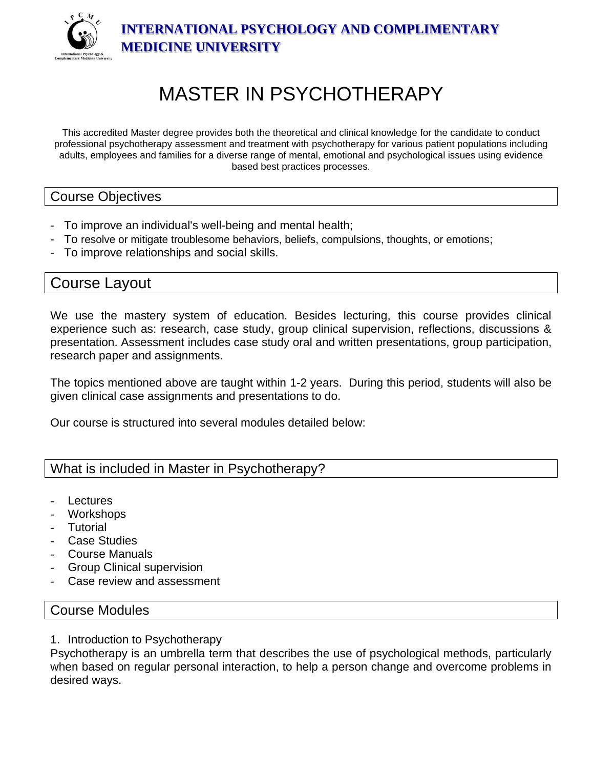**INTERNATIONAL PSYCHOLOGY AND COMPLIMENTARY MEDICINE UNIVERSITY**

# MASTER IN PSYCHOTHERAPY

This accredited Master degree provides both the theoretical and clinical knowledge for the candidate to conduct professional psychotherapy assessment and treatment with psychotherapy for various patient populations including adults, employees and families for a diverse range of mental, emotional and psychological issues using evidence based best practices processes.

## Course Objectives

- To improve an individual's well-being and mental health;
- To resolve or mitigate troublesome behaviors, beliefs, compulsions, thoughts, or emotions;
- To improve relationships and social skills.

## Course Layout

We use the mastery system of education. Besides lecturing, this course provides clinical experience such as: research, case study, group clinical supervision, reflections, discussions & presentation. Assessment includes case study oral and written presentations, group participation, research paper and assignments.

The topics mentioned above are taught within 1-2 years. During this period, students will also be given clinical case assignments and presentations to do.

Our course is structured into several modules detailed below:

## What is included in Master in Psychotherapy?

- Lectures
- Workshops
- Tutorial
- Case Studies
- Course Manuals
- Group Clinical supervision
- Case review and assessment

## Course Modules

1. Introduction to Psychotherapy

Psychotherapy is an umbrella term that describes the use of psychological methods, particularly when based on regular personal interaction, to help a person change and overcome problems in desired ways.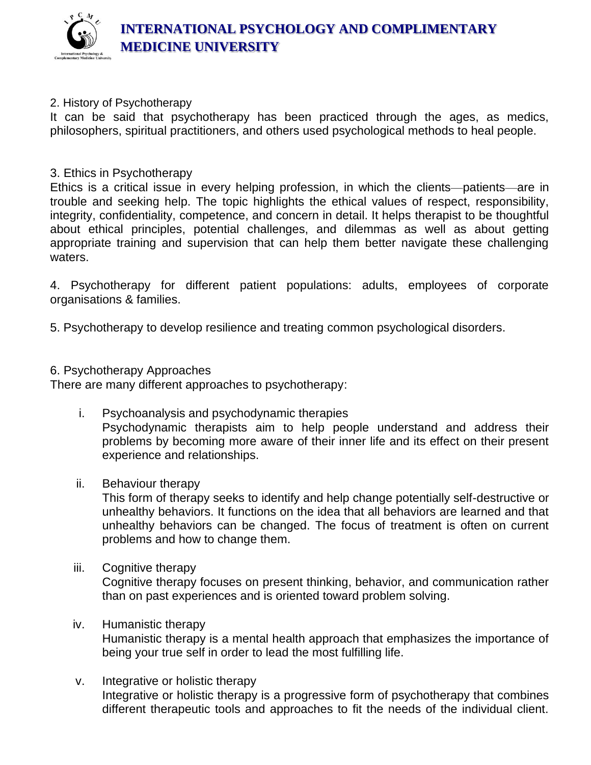2. History of Psychotherapy

It can be said that psychotherapy has been practiced through the ages, as medics, philosophers, spiritual practitioners, and others used psychological methods to heal people.

3. Ethics in Psychotherapy

Ethics is a critical issue in every helping profession, in which the clients—patients—are in trouble and seeking help. The topic highlights the ethical values of respect, responsibility, integrity, confidentiality, competence, and concern in detail. It helps therapist to be thoughtful about ethical principles, potential challenges, and dilemmas as well as about getting appropriate training and supervision that can help them better navigate these challenging waters.

4. Psychotherapy for different patient populations: adults, employees of corporate organisations & families.

5. Psychotherapy to develop resilience and treating common psychological disorders.

6. Psychotherapy Approaches

There are many different approaches to psychotherapy:

i. Psychoanalysis and psychodynamic therapies
   Psychodynamic therapists aim to help people understand and address their problems by becoming more aware of their inner life and its effect on their present experience and relationships.

ii. Behaviour therapy
   This form of therapy seeks to identify and help change potentially self-destructive or unhealthy behaviors. It functions on the idea that all behaviors are learned and that unhealthy behaviors can be changed. The focus of treatment is often on current problems and how to change them.

iii. Cognitive therapy
   Cognitive therapy focuses on present thinking, behavior, and communication rather than on past experiences and is oriented toward problem solving.

iv. Humanistic therapy
   Humanistic therapy is a mental health approach that emphasizes the importance of being your true self in order to lead the most fulfilling life.

v. Integrative or holistic therapy
   Integrative or holistic therapy is a progressive form of psychotherapy that combines different therapeutic tools and approaches to fit the needs of the individual client.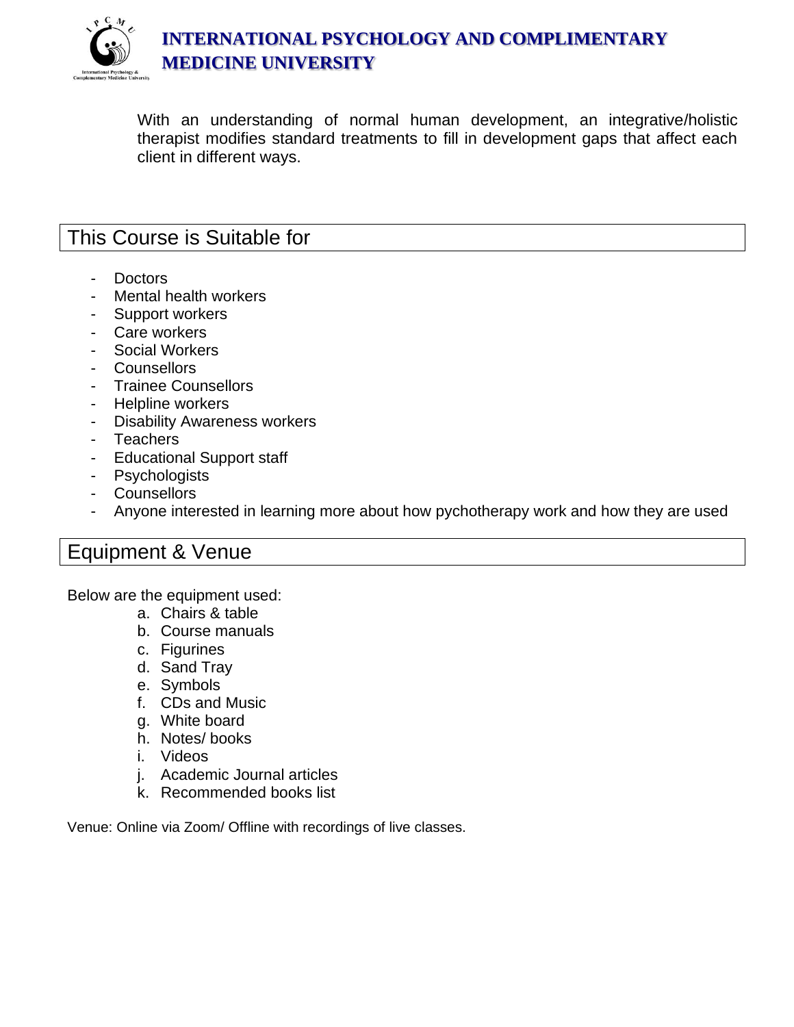With an understanding of normal human development, an integrative/holistic therapist modifies standard treatments to fill in development gaps that affect each client in different ways.

## This Course is Suitable for

- Doctors
- Mental health workers
- Support workers
- Care workers
- Social Workers
- Counsellors
- Trainee Counsellors
- Helpline workers
- Disability Awareness workers
- Teachers
- Educational Support staff
- Psychologists
- Counsellors
- Anyone interested in learning more about how pychotherapy work and how they are used

## Equipment & Venue

Below are the equipment used:

a. Chairs & table
b. Course manuals
c. Figurines
d. Sand Tray
e. Symbols
f. CDs and Music
g. White board
h. Notes/ books
i. Videos
j. Academic Journal articles
k. Recommended books list

Venue: Online via Zoom/ Offline with recordings of live classes.